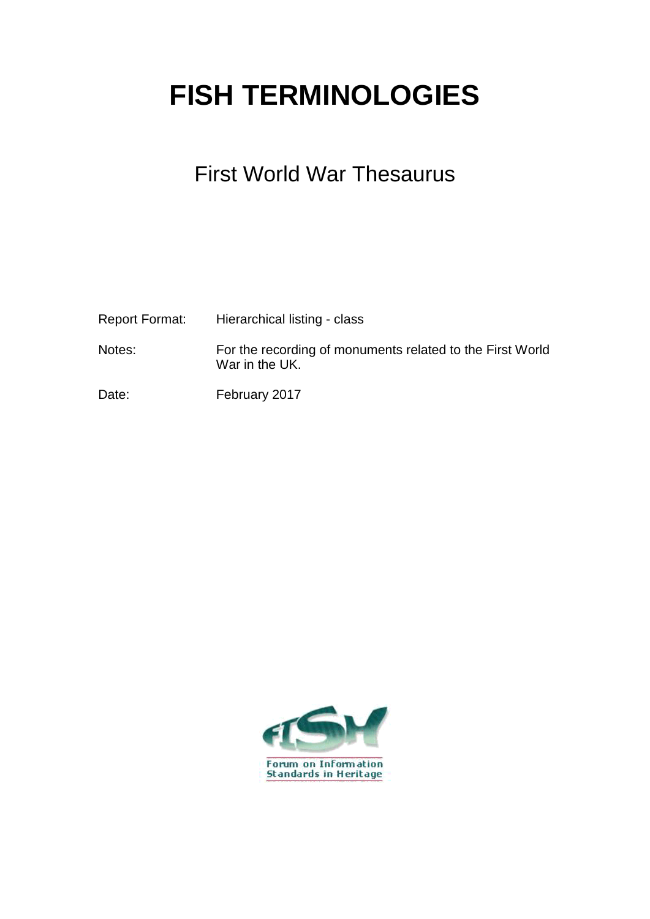# FISH TERMINOLOGIES

## First World War Thesaurus

| | |
|---|---|
| Report Format: | Hierarchical listing - class |
| Notes: | For the recording of monuments related to the First World War in the UK. |
| Date: | February 2017 |

Forum on Information Standards in Heritage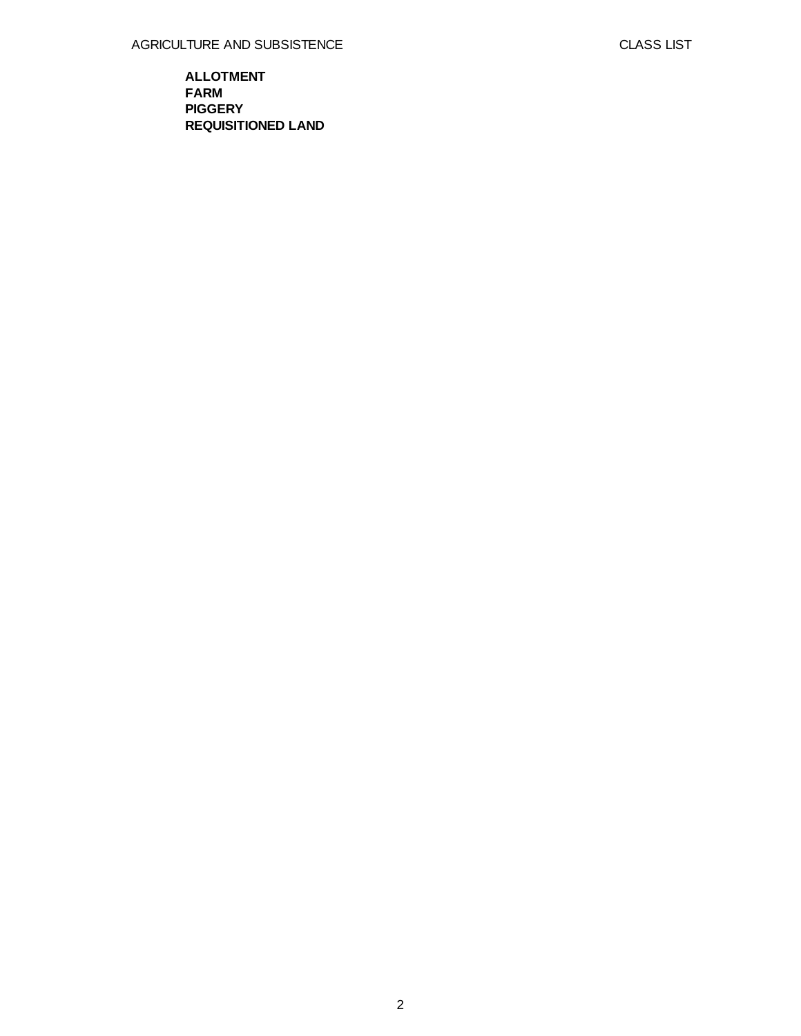**ALLOTMENT**
**FARM**
**PIGGERY**
**REQUISITIONED LAND**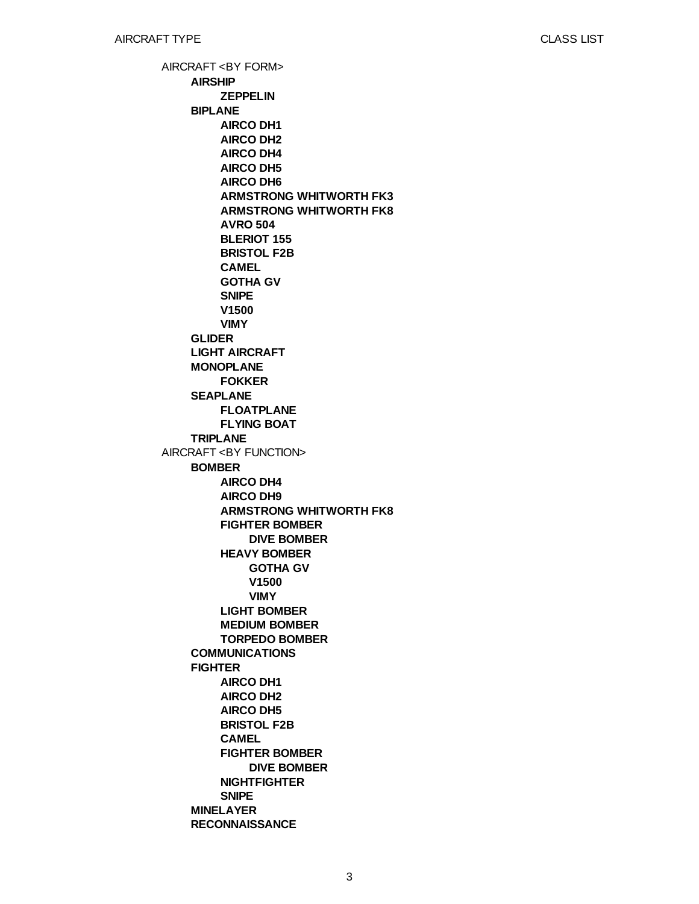AIRCRAFT <BY FORM>

- **AIRSHIP**
  - **ZEPPELIN**
- **BIPLANE**
  - **AIRCO DH1**
  - **AIRCO DH2**
  - **AIRCO DH4**
  - **AIRCO DH5**
  - **AIRCO DH6**
  - **ARMSTRONG WHITWORTH FK3**
  - **ARMSTRONG WHITWORTH FK8**
  - **AVRO 504**
  - **BLERIOT 155**
  - **BRISTOL F2B**
  - **CAMEL**
  - **GOTHA GV**
  - **SNIPE**
  - **V1500**
  - **VIMY**
- **GLIDER**
- **LIGHT AIRCRAFT**
- **MONOPLANE**
  - **FOKKER**
- **SEAPLANE**
  - **FLOATPLANE**
  - **FLYING BOAT**
- **TRIPLANE**

AIRCRAFT <BY FUNCTION>

- **BOMBER**
  - **AIRCO DH4**
  - **AIRCO DH9**
  - **ARMSTRONG WHITWORTH FK8**
  - **FIGHTER BOMBER**
    - **DIVE BOMBER**
  - **HEAVY BOMBER**
    - **GOTHA GV**
    - **V1500**
    - **VIMY**
  - **LIGHT BOMBER**
  - **MEDIUM BOMBER**
  - **TORPEDO BOMBER**
- **COMMUNICATIONS**
- **FIGHTER**
  - **AIRCO DH1**
  - **AIRCO DH2**
  - **AIRCO DH5**
  - **BRISTOL F2B**
  - **CAMEL**
  - **FIGHTER BOMBER**
    - **DIVE BOMBER**
  - **NIGHTFIGHTER**
  - **SNIPE**
- **MINELAYER**
- **RECONNAISSANCE**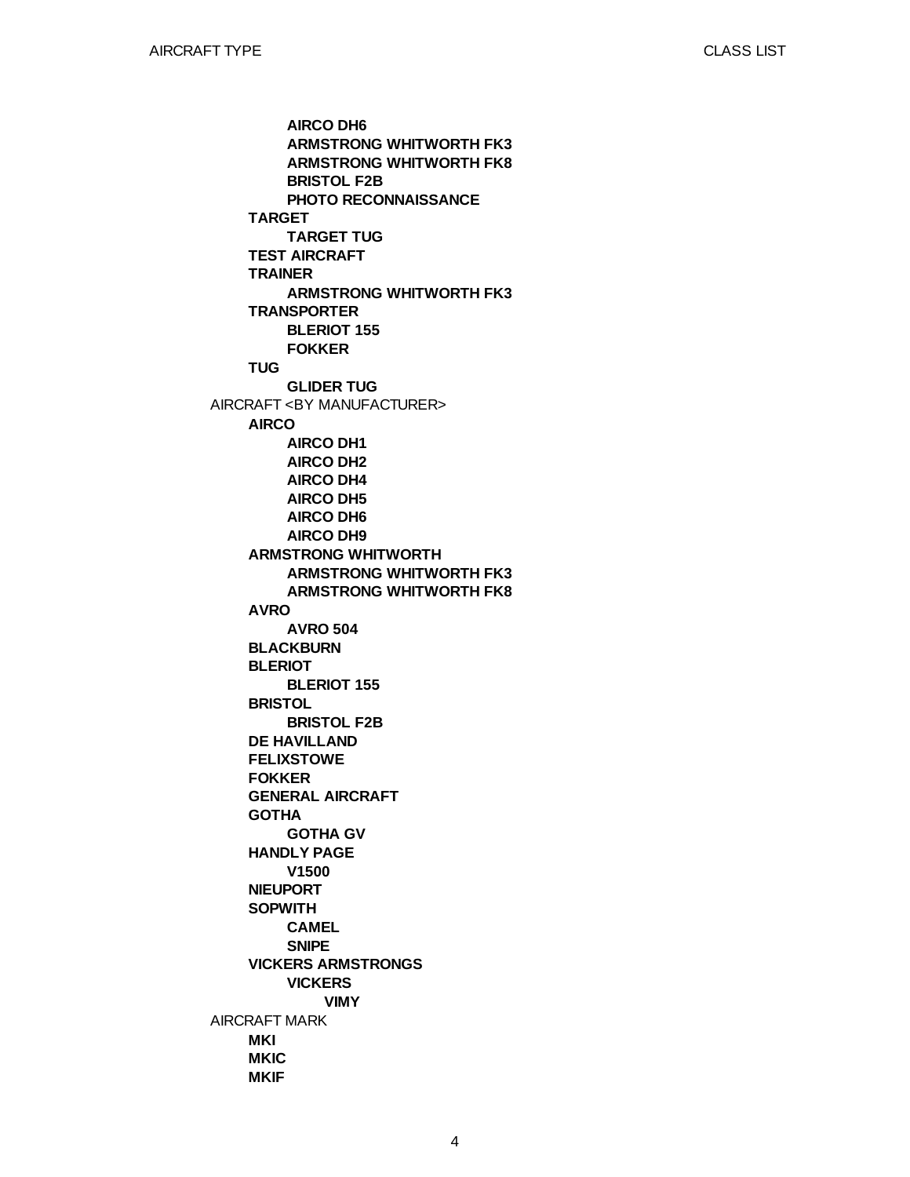- **AIRCO DH6**
- **ARMSTRONG WHITWORTH FK3**
- **ARMSTRONG WHITWORTH FK8**
- **BRISTOL F2B**
- **PHOTO RECONNAISSANCE**

**TARGET**

- **TARGET TUG**

**TEST AIRCRAFT**

**TRAINER**

- **ARMSTRONG WHITWORTH FK3**

**TRANSPORTER**

- **BLERIOT 155**
- **FOKKER**

**TUG**

- **GLIDER TUG**

AIRCRAFT <BY MANUFACTURER>

- **AIRCO**
  - **AIRCO DH1**
  - **AIRCO DH2**
  - **AIRCO DH4**
  - **AIRCO DH5**
  - **AIRCO DH6**
  - **AIRCO DH9**
- **ARMSTRONG WHITWORTH**
  - **ARMSTRONG WHITWORTH FK3**
  - **ARMSTRONG WHITWORTH FK8**
- **AVRO**
  - **AVRO 504**
- **BLACKBURN**
- **BLERIOT**
  - **BLERIOT 155**
- **BRISTOL**
  - **BRISTOL F2B**
- **DE HAVILLAND**
- **FELIXSTOWE**
- **FOKKER**
- **GENERAL AIRCRAFT**
- **GOTHA**
  - **GOTHA GV**
- **HANDLY PAGE**
  - **V1500**
- **NIEUPORT**
- **SOPWITH**
  - **CAMEL**
  - **SNIPE**
- **VICKERS ARMSTRONGS**
  - **VICKERS**
    - **VIMY**

AIRCRAFT MARK

- **MKI**
- **MKIC**
- **MKIF**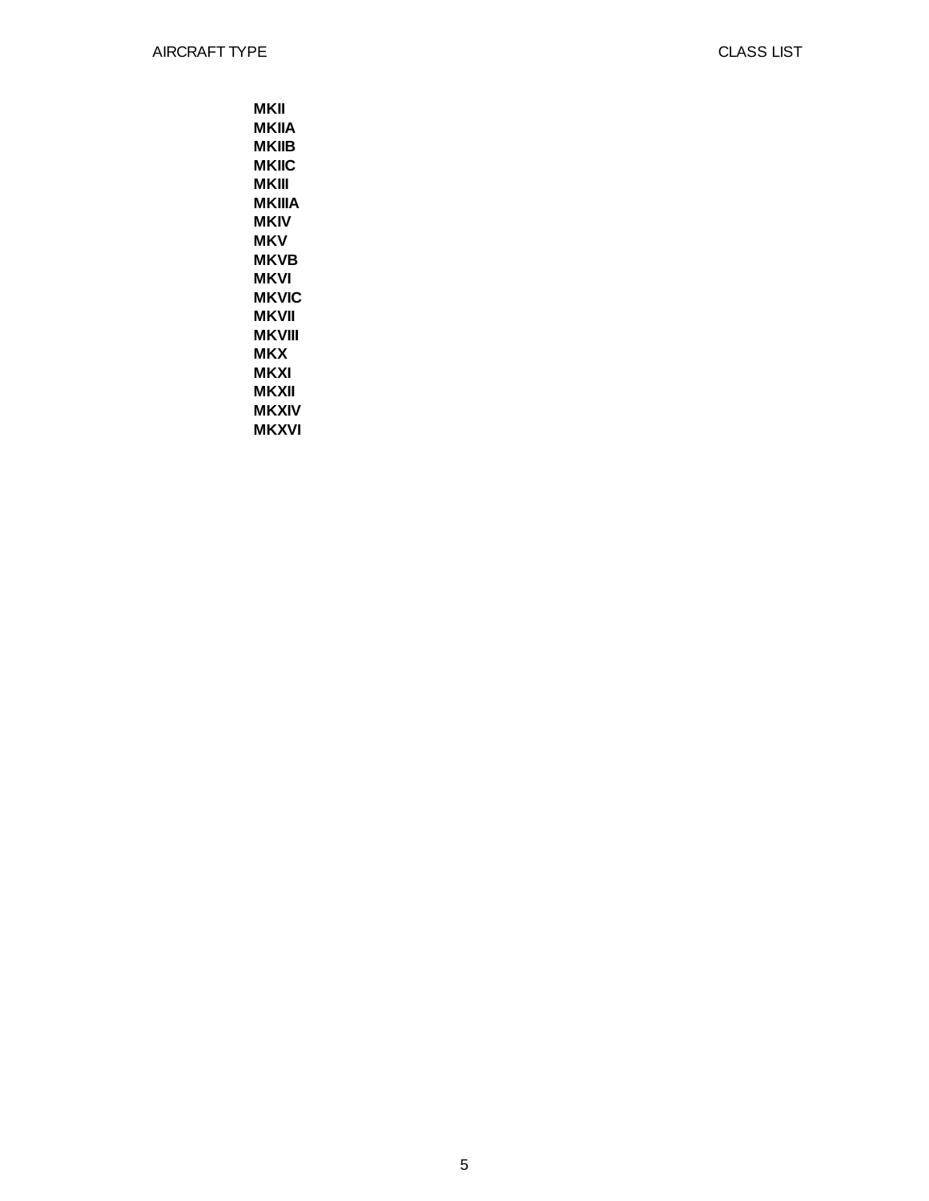**MKII**
**MKIIA**
**MKIIB**
**MKIIC**
**MKIII**
**MKIIIA**
**MKIV**
**MKV**
**MKVB**
**MKVI**
**MKVIC**
**MKVII**
**MKVIII**
**MKX**
**MKXI**
**MKXII**
**MKXIV**
**MKXVI**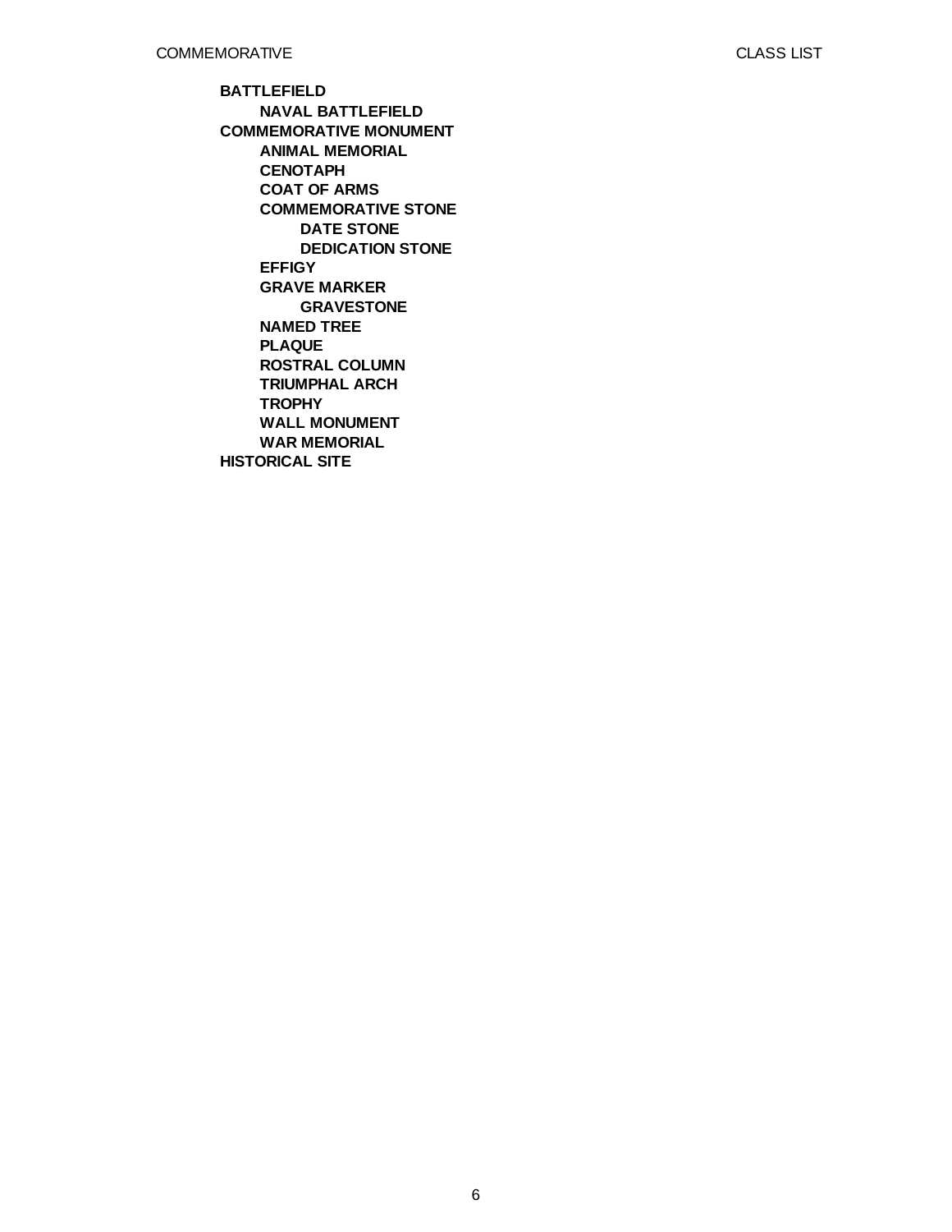- **BATTLEFIELD**
  - **NAVAL BATTLEFIELD**
- **COMMEMORATIVE MONUMENT**
  - **ANIMAL MEMORIAL**
  - **CENOTAPH**
  - **COAT OF ARMS**
  - **COMMEMORATIVE STONE**
    - **DATE STONE**
    - **DEDICATION STONE**
  - **EFFIGY**
  - **GRAVE MARKER**
    - **GRAVESTONE**
  - **NAMED TREE**
  - **PLAQUE**
  - **ROSTRAL COLUMN**
  - **TRIUMPHAL ARCH**
  - **TROPHY**
  - **WALL MONUMENT**
  - **WAR MEMORIAL**
- **HISTORICAL SITE**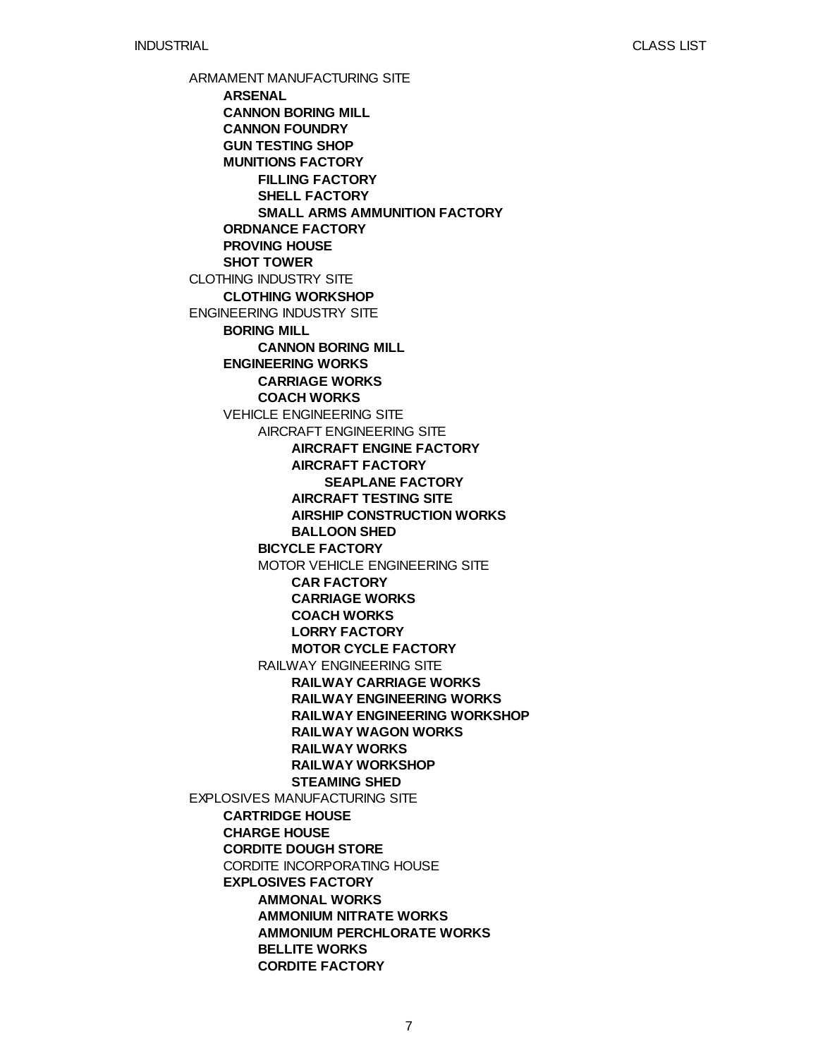ARMAMENT MANUFACTURING SITE
- **ARSENAL**
- **CANNON BORING MILL**
- **CANNON FOUNDRY**
- **GUN TESTING SHOP**
- **MUNITIONS FACTORY**
  - **FILLING FACTORY**
  - **SHELL FACTORY**
  - **SMALL ARMS AMMUNITION FACTORY**
- **ORDNANCE FACTORY**
- **PROVING HOUSE**
- **SHOT TOWER**

CLOTHING INDUSTRY SITE
- **CLOTHING WORKSHOP**

ENGINEERING INDUSTRY SITE
- **BORING MILL**
  - **CANNON BORING MILL**
- **ENGINEERING WORKS**
  - **CARRIAGE WORKS**
  - **COACH WORKS**
- VEHICLE ENGINEERING SITE
  - AIRCRAFT ENGINEERING SITE
    - **AIRCRAFT ENGINE FACTORY**
    - **AIRCRAFT FACTORY**
      - **SEAPLANE FACTORY**
    - **AIRCRAFT TESTING SITE**
    - **AIRSHIP CONSTRUCTION WORKS**
    - **BALLOON SHED**
  - **BICYCLE FACTORY**
  - MOTOR VEHICLE ENGINEERING SITE
    - **CAR FACTORY**
    - **CARRIAGE WORKS**
    - **COACH WORKS**
    - **LORRY FACTORY**
    - **MOTOR CYCLE FACTORY**
  - RAILWAY ENGINEERING SITE
    - **RAILWAY CARRIAGE WORKS**
    - **RAILWAY ENGINEERING WORKS**
    - **RAILWAY ENGINEERING WORKSHOP**
    - **RAILWAY WAGON WORKS**
    - **RAILWAY WORKS**
    - **RAILWAY WORKSHOP**
    - **STEAMING SHED**

EXPLOSIVES MANUFACTURING SITE
- **CARTRIDGE HOUSE**
- **CHARGE HOUSE**
- **CORDITE DOUGH STORE**
- CORDITE INCORPORATING HOUSE
- **EXPLOSIVES FACTORY**
  - **AMMONAL WORKS**
  - **AMMONIUM NITRATE WORKS**
  - **AMMONIUM PERCHLORATE WORKS**
  - **BELLITE WORKS**
  - **CORDITE FACTORY**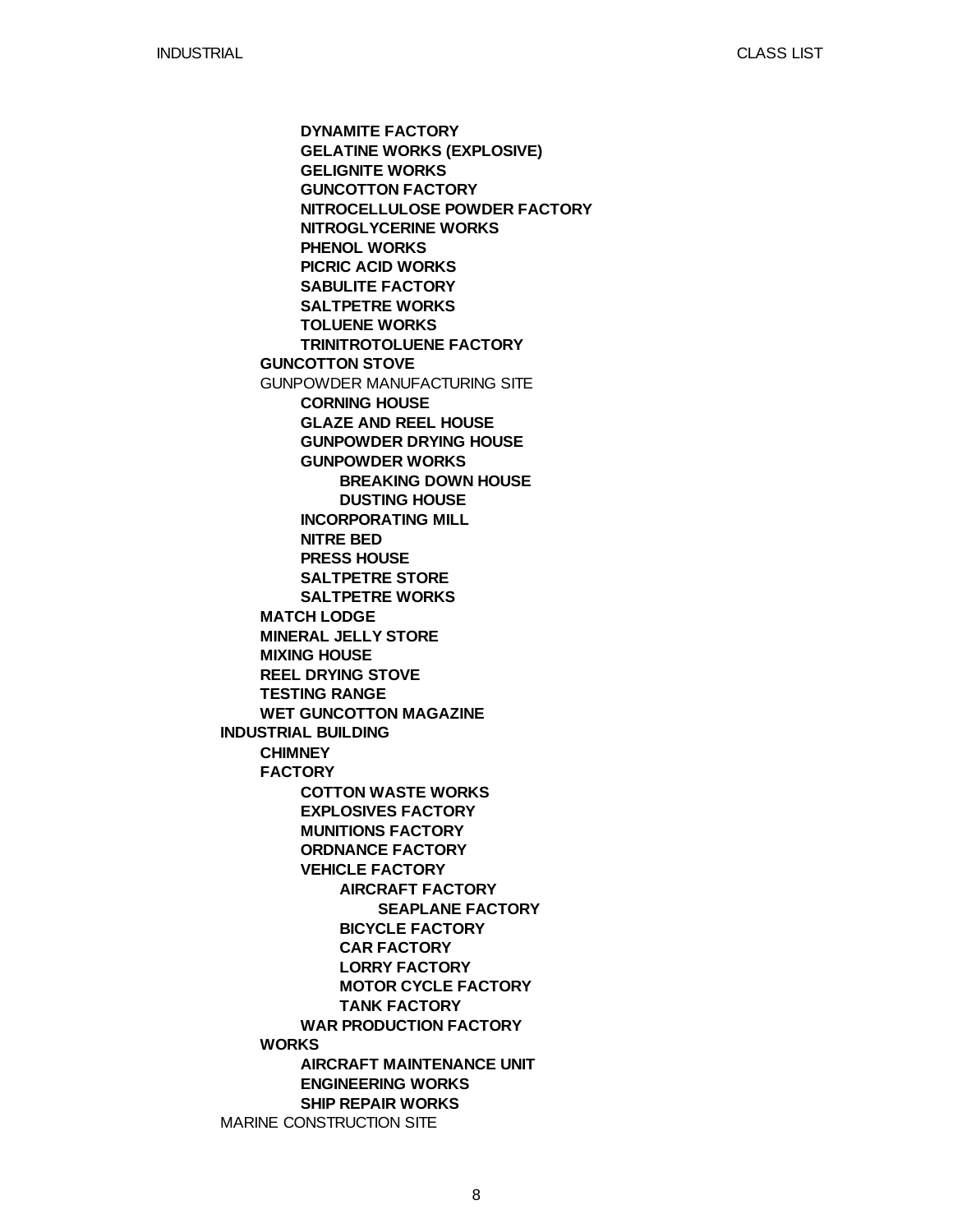- **DYNAMITE FACTORY**
- **GELATINE WORKS (EXPLOSIVE)**
- **GELIGNITE WORKS**
- **GUNCOTTON FACTORY**
- **NITROCELLULOSE POWDER FACTORY**
- **NITROGLYCERINE WORKS**
- **PHENOL WORKS**
- **PICRIC ACID WORKS**
- **SABULITE FACTORY**
- **SALTPETRE WORKS**
- **TOLUENE WORKS**
- **TRINITROTOLUENE FACTORY**

- **GUNCOTTON STOVE**
- GUNPOWDER MANUFACTURING SITE
  - **CORNING HOUSE**
  - **GLAZE AND REEL HOUSE**
  - **GUNPOWDER DRYING HOUSE**
  - **GUNPOWDER WORKS**
    - **BREAKING DOWN HOUSE**
    - **DUSTING HOUSE**
  - **INCORPORATING MILL**
  - **NITRE BED**
  - **PRESS HOUSE**
  - **SALTPETRE STORE**
  - **SALTPETRE WORKS**
- **MATCH LODGE**
- **MINERAL JELLY STORE**
- **MIXING HOUSE**
- **REEL DRYING STOVE**
- **TESTING RANGE**
- **WET GUNCOTTON MAGAZINE**

**INDUSTRIAL BUILDING**

- **CHIMNEY**
- **FACTORY**
  - **COTTON WASTE WORKS**
  - **EXPLOSIVES FACTORY**
  - **MUNITIONS FACTORY**
  - **ORDNANCE FACTORY**
  - **VEHICLE FACTORY**
    - **AIRCRAFT FACTORY**
      - **SEAPLANE FACTORY**
    - **BICYCLE FACTORY**
    - **CAR FACTORY**
    - **LORRY FACTORY**
    - **MOTOR CYCLE FACTORY**
    - **TANK FACTORY**
  - **WAR PRODUCTION FACTORY**
- **WORKS**
  - **AIRCRAFT MAINTENANCE UNIT**
  - **ENGINEERING WORKS**
  - **SHIP REPAIR WORKS**

MARINE CONSTRUCTION SITE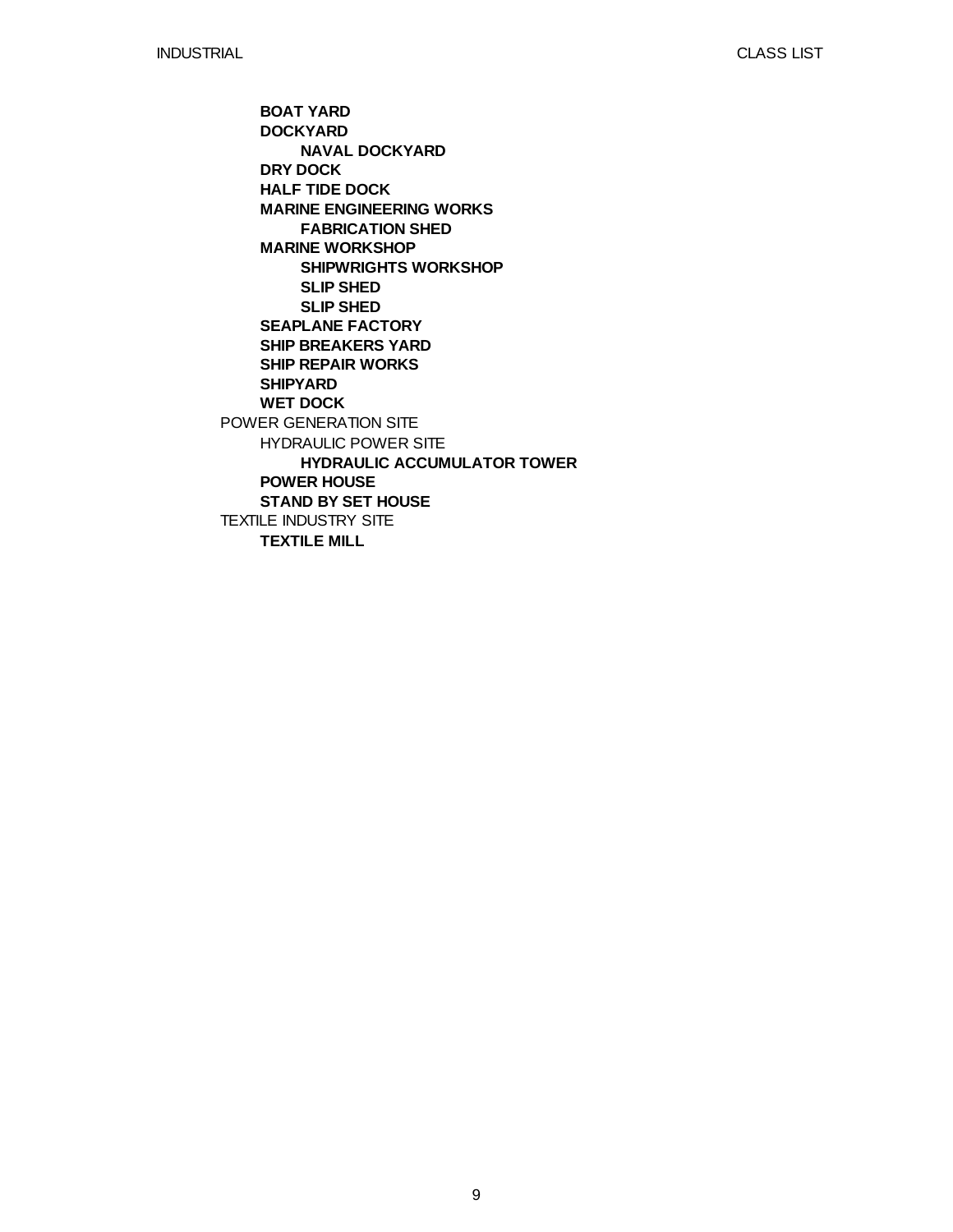- **BOAT YARD**
- **DOCKYARD**
  - **NAVAL DOCKYARD**
- **DRY DOCK**
- **HALF TIDE DOCK**
- **MARINE ENGINEERING WORKS**
  - **FABRICATION SHED**
- **MARINE WORKSHOP**
  - **SHIPWRIGHTS WORKSHOP**
  - **SLIP SHED**
  - **SLIP SHED**
- **SEAPLANE FACTORY**
- **SHIP BREAKERS YARD**
- **SHIP REPAIR WORKS**
- **SHIPYARD**
- **WET DOCK**

POWER GENERATION SITE

- HYDRAULIC POWER SITE
  - **HYDRAULIC ACCUMULATOR TOWER**
- **POWER HOUSE**
- **STAND BY SET HOUSE**

TEXTILE INDUSTRY SITE

- **TEXTILE MILL**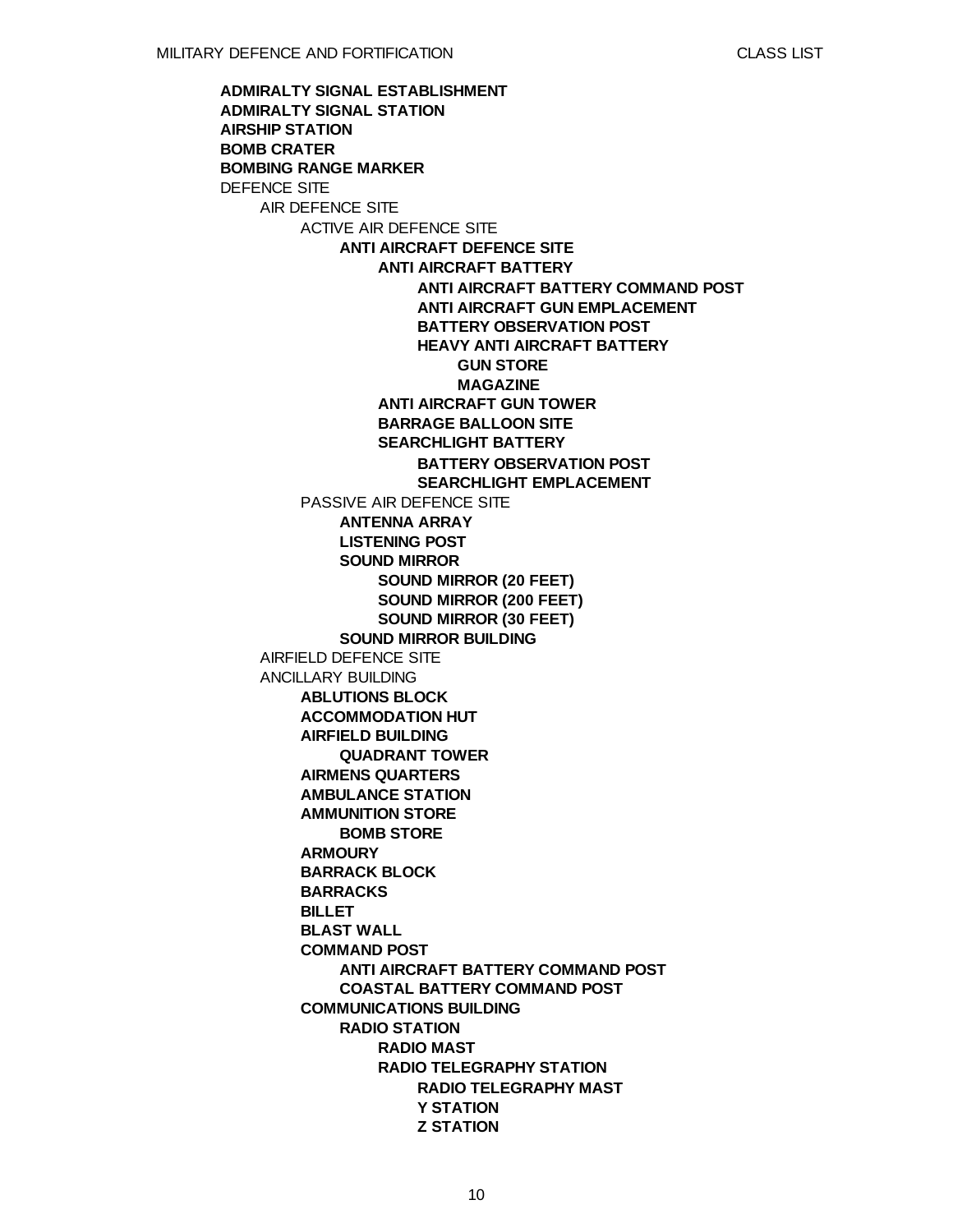- **ADMIRALTY SIGNAL ESTABLISHMENT**
- **ADMIRALTY SIGNAL STATION**
- **AIRSHIP STATION**
- **BOMB CRATER**
- **BOMBING RANGE MARKER**
- DEFENCE SITE
  - AIR DEFENCE SITE
    - ACTIVE AIR DEFENCE SITE
      - **ANTI AIRCRAFT DEFENCE SITE**
        - **ANTI AIRCRAFT BATTERY**
          - **ANTI AIRCRAFT BATTERY COMMAND POST**
          - **ANTI AIRCRAFT GUN EMPLACEMENT**
          - **BATTERY OBSERVATION POST**
          - **HEAVY ANTI AIRCRAFT BATTERY**
            - **GUN STORE**
            - **MAGAZINE**
        - **ANTI AIRCRAFT GUN TOWER**
        - **BARRAGE BALLOON SITE**
        - **SEARCHLIGHT BATTERY**
          - **BATTERY OBSERVATION POST**
          - **SEARCHLIGHT EMPLACEMENT**
    - PASSIVE AIR DEFENCE SITE
      - **ANTENNA ARRAY**
      - **LISTENING POST**
      - **SOUND MIRROR**
        - **SOUND MIRROR (20 FEET)**
        - **SOUND MIRROR (200 FEET)**
        - **SOUND MIRROR (30 FEET)**
      - **SOUND MIRROR BUILDING**
  - AIRFIELD DEFENCE SITE
  - ANCILLARY BUILDING
    - **ABLUTIONS BLOCK**
    - **ACCOMMODATION HUT**
    - **AIRFIELD BUILDING**
      - **QUADRANT TOWER**
    - **AIRMENS QUARTERS**
    - **AMBULANCE STATION**
    - **AMMUNITION STORE**
      - **BOMB STORE**
    - **ARMOURY**
    - **BARRACK BLOCK**
    - **BARRACKS**
    - **BILLET**
    - **BLAST WALL**
    - **COMMAND POST**
      - **ANTI AIRCRAFT BATTERY COMMAND POST**
      - **COASTAL BATTERY COMMAND POST**
    - **COMMUNICATIONS BUILDING**
      - **RADIO STATION**
        - **RADIO MAST**
        - **RADIO TELEGRAPHY STATION**
          - **RADIO TELEGRAPHY MAST**
          - **Y STATION**
          - **Z STATION**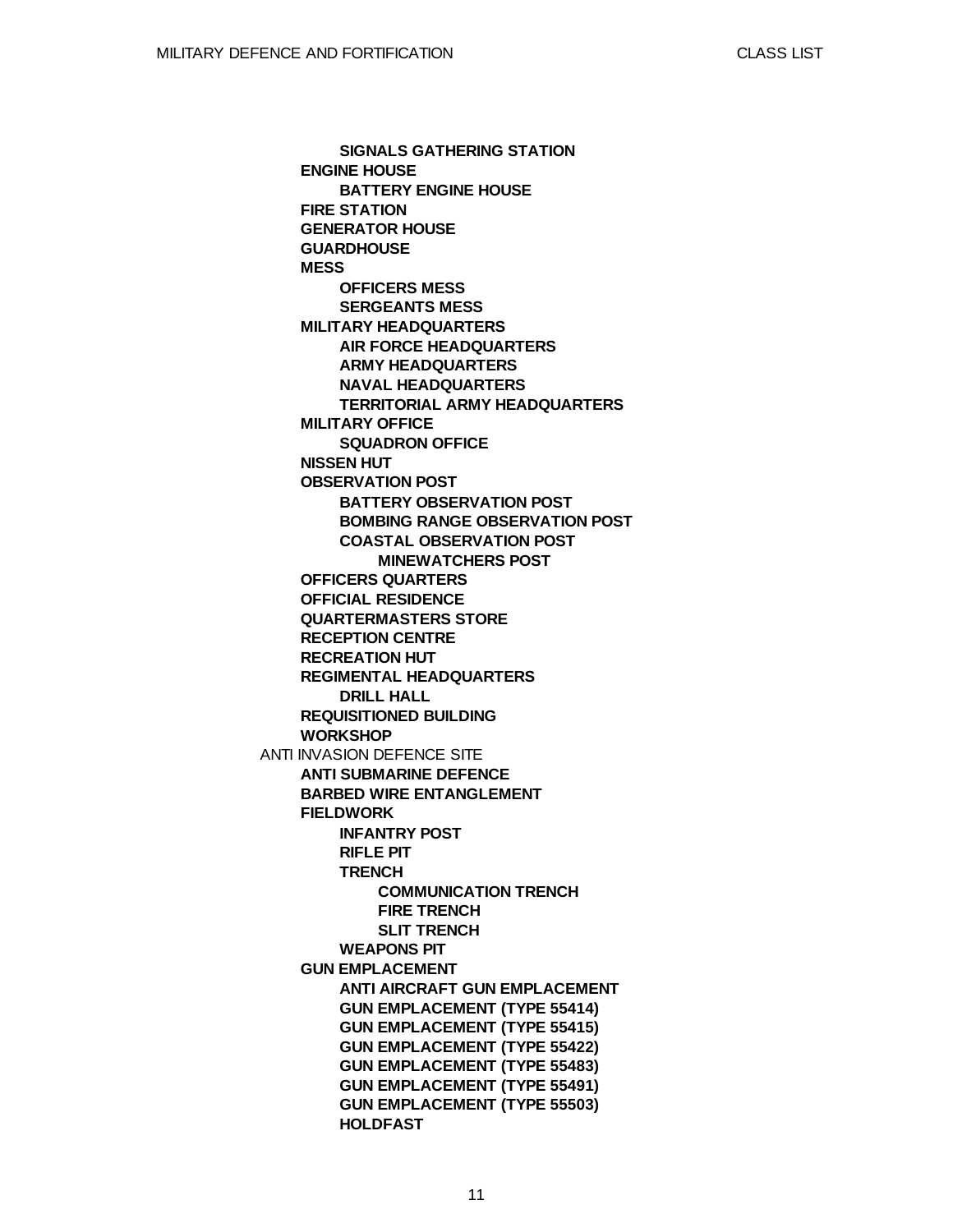- **SIGNALS GATHERING STATION**
- **ENGINE HOUSE**
  - **BATTERY ENGINE HOUSE**
- **FIRE STATION**
- **GENERATOR HOUSE**
- **GUARDHOUSE**
- **MESS**
  - **OFFICERS MESS**
  - **SERGEANTS MESS**
- **MILITARY HEADQUARTERS**
  - **AIR FORCE HEADQUARTERS**
  - **ARMY HEADQUARTERS**
  - **NAVAL HEADQUARTERS**
  - **TERRITORIAL ARMY HEADQUARTERS**
- **MILITARY OFFICE**
  - **SQUADRON OFFICE**
- **NISSEN HUT**
- **OBSERVATION POST**
  - **BATTERY OBSERVATION POST**
  - **BOMBING RANGE OBSERVATION POST**
  - **COASTAL OBSERVATION POST**
    - **MINEWATCHERS POST**
- **OFFICERS QUARTERS**
- **OFFICIAL RESIDENCE**
- **QUARTERMASTERS STORE**
- **RECEPTION CENTRE**
- **RECREATION HUT**
- **REGIMENTAL HEADQUARTERS**
  - **DRILL HALL**
- **REQUISITIONED BUILDING**
- **WORKSHOP**

ANTI INVASION DEFENCE SITE

- **ANTI SUBMARINE DEFENCE**
- **BARBED WIRE ENTANGLEMENT**
- **FIELDWORK**
  - **INFANTRY POST**
  - **RIFLE PIT**
  - **TRENCH**
    - **COMMUNICATION TRENCH**
    - **FIRE TRENCH**
    - **SLIT TRENCH**
  - **WEAPONS PIT**
- **GUN EMPLACEMENT**
  - **ANTI AIRCRAFT GUN EMPLACEMENT**
  - **GUN EMPLACEMENT (TYPE 55414)**
  - **GUN EMPLACEMENT (TYPE 55415)**
  - **GUN EMPLACEMENT (TYPE 55422)**
  - **GUN EMPLACEMENT (TYPE 55483)**
  - **GUN EMPLACEMENT (TYPE 55491)**
  - **GUN EMPLACEMENT (TYPE 55503)**
  - **HOLDFAST**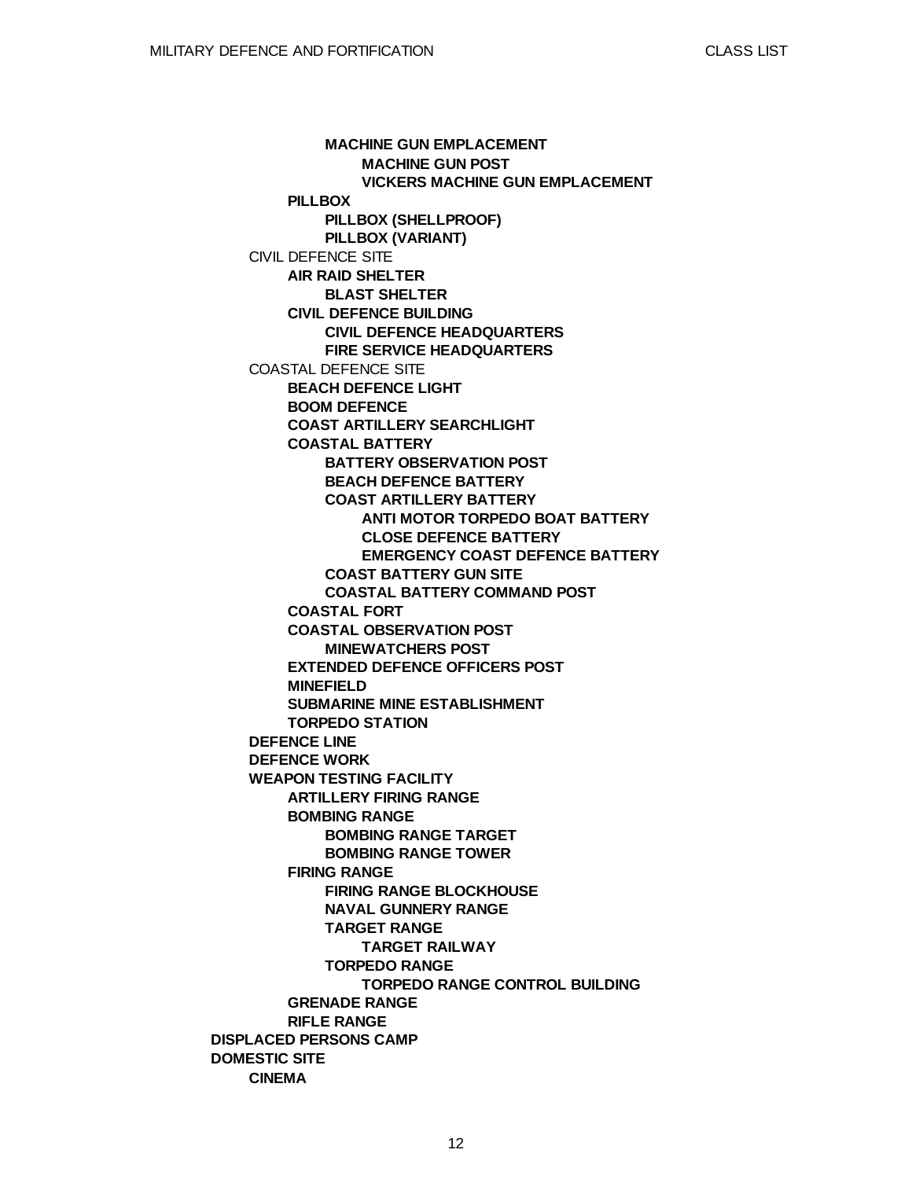- **MACHINE GUN EMPLACEMENT**
  - **MACHINE GUN POST**
  - **VICKERS MACHINE GUN EMPLACEMENT**
- **PILLBOX**
  - **PILLBOX (SHELLPROOF)**
  - **PILLBOX (VARIANT)**

CIVIL DEFENCE SITE
- **AIR RAID SHELTER**
  - **BLAST SHELTER**
- **CIVIL DEFENCE BUILDING**
  - **CIVIL DEFENCE HEADQUARTERS**
  - **FIRE SERVICE HEADQUARTERS**

COASTAL DEFENCE SITE
- **BEACH DEFENCE LIGHT**
- **BOOM DEFENCE**
- **COAST ARTILLERY SEARCHLIGHT**
- **COASTAL BATTERY**
  - **BATTERY OBSERVATION POST**
  - **BEACH DEFENCE BATTERY**
  - **COAST ARTILLERY BATTERY**
    - **ANTI MOTOR TORPEDO BOAT BATTERY**
    - **CLOSE DEFENCE BATTERY**
    - **EMERGENCY COAST DEFENCE BATTERY**
  - **COAST BATTERY GUN SITE**
  - **COASTAL BATTERY COMMAND POST**
- **COASTAL FORT**
- **COASTAL OBSERVATION POST**
  - **MINEWATCHERS POST**
- **EXTENDED DEFENCE OFFICERS POST**
- **MINEFIELD**
- **SUBMARINE MINE ESTABLISHMENT**
- **TORPEDO STATION**

**DEFENCE LINE**

**DEFENCE WORK**

**WEAPON TESTING FACILITY**
- **ARTILLERY FIRING RANGE**
- **BOMBING RANGE**
  - **BOMBING RANGE TARGET**
  - **BOMBING RANGE TOWER**
- **FIRING RANGE**
  - **FIRING RANGE BLOCKHOUSE**
  - **NAVAL GUNNERY RANGE**
  - **TARGET RANGE**
    - **TARGET RAILWAY**
  - **TORPEDO RANGE**
    - **TORPEDO RANGE CONTROL BUILDING**
- **GRENADE RANGE**
- **RIFLE RANGE**

**DISPLACED PERSONS CAMP**

**DOMESTIC SITE**
- **CINEMA**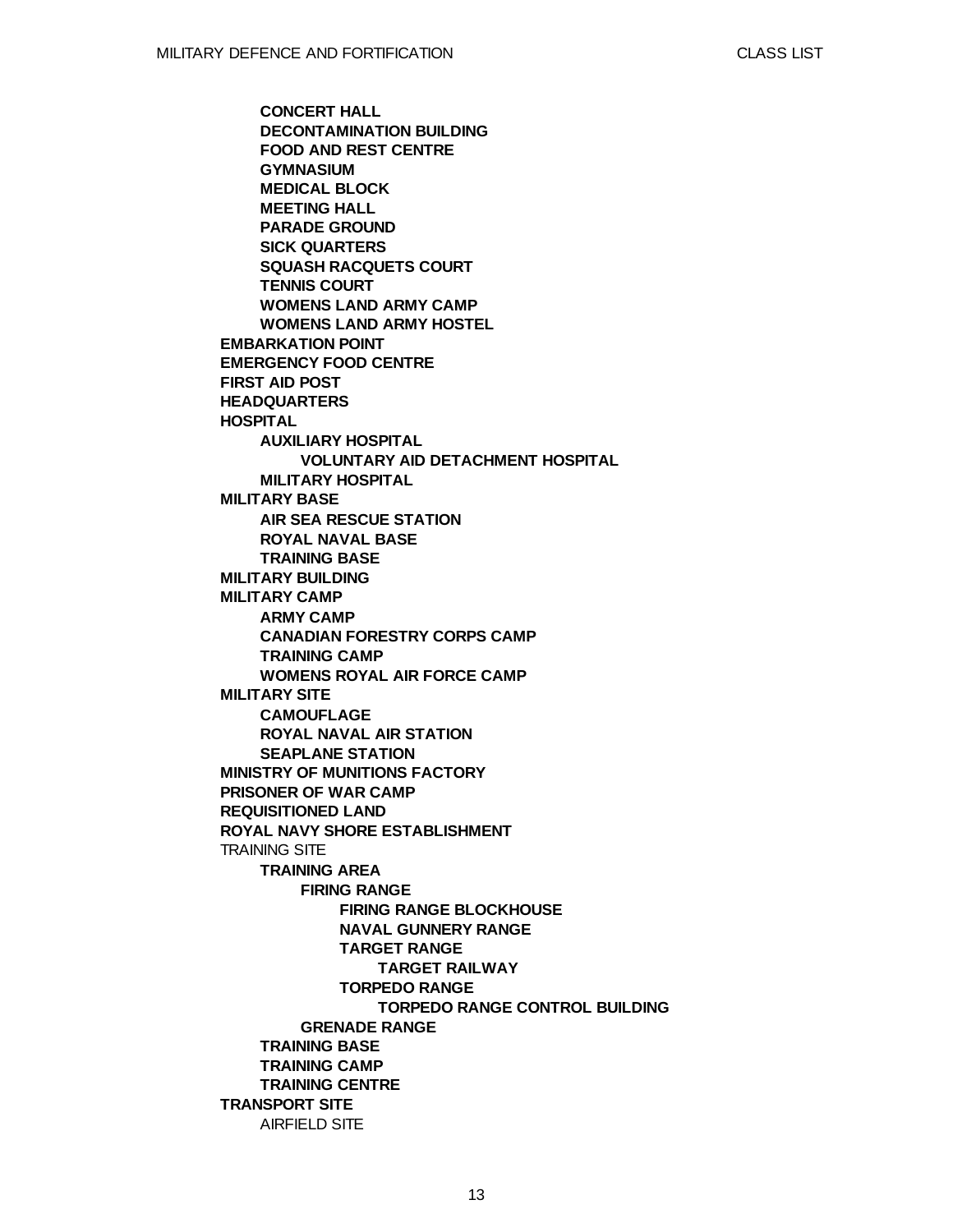- **CONCERT HALL**
- **DECONTAMINATION BUILDING**
- **FOOD AND REST CENTRE**
- **GYMNASIUM**
- **MEDICAL BLOCK**
- **MEETING HALL**
- **PARADE GROUND**
- **SICK QUARTERS**
- **SQUASH RACQUETS COURT**
- **TENNIS COURT**
- **WOMENS LAND ARMY CAMP**
- **WOMENS LAND ARMY HOSTEL**

**EMBARKATION POINT**
**EMERGENCY FOOD CENTRE**
**FIRST AID POST**
**HEADQUARTERS**
**HOSPITAL**
- **AUXILIARY HOSPITAL**
  - **VOLUNTARY AID DETACHMENT HOSPITAL**
- **MILITARY HOSPITAL**

**MILITARY BASE**
- **AIR SEA RESCUE STATION**
- **ROYAL NAVAL BASE**
- **TRAINING BASE**

**MILITARY BUILDING**
**MILITARY CAMP**
- **ARMY CAMP**
- **CANADIAN FORESTRY CORPS CAMP**
- **TRAINING CAMP**
- **WOMENS ROYAL AIR FORCE CAMP**

**MILITARY SITE**
- **CAMOUFLAGE**
- **ROYAL NAVAL AIR STATION**
- **SEAPLANE STATION**

**MINISTRY OF MUNITIONS FACTORY**
**PRISONER OF WAR CAMP**
**REQUISITIONED LAND**
**ROYAL NAVY SHORE ESTABLISHMENT**
TRAINING SITE
- **TRAINING AREA**
  - **FIRING RANGE**
    - **FIRING RANGE BLOCKHOUSE**
    - **NAVAL GUNNERY RANGE**
    - **TARGET RANGE**
      - **TARGET RAILWAY**
    - **TORPEDO RANGE**
      - **TORPEDO RANGE CONTROL BUILDING**
  - **GRENADE RANGE**
- **TRAINING BASE**
- **TRAINING CAMP**
- **TRAINING CENTRE**

**TRANSPORT SITE**
- AIRFIELD SITE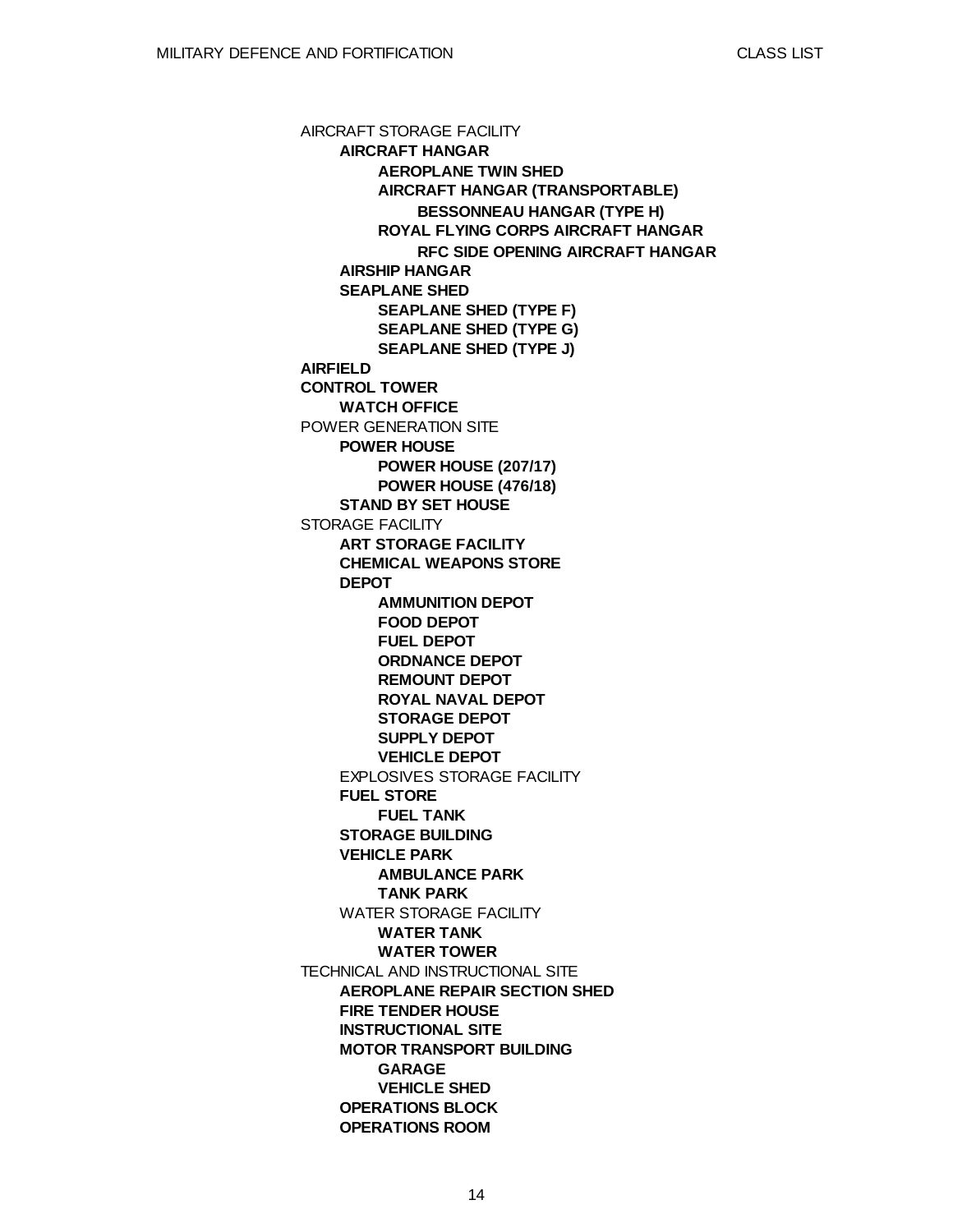AIRCRAFT STORAGE FACILITY
- **AIRCRAFT HANGAR**
  - **AEROPLANE TWIN SHED**
  - **AIRCRAFT HANGAR (TRANSPORTABLE)**
    - **BESSONNEAU HANGAR (TYPE H)**
  - **ROYAL FLYING CORPS AIRCRAFT HANGAR**
    - **RFC SIDE OPENING AIRCRAFT HANGAR**
- **AIRSHIP HANGAR**
- **SEAPLANE SHED**
  - **SEAPLANE SHED (TYPE F)**
  - **SEAPLANE SHED (TYPE G)**
  - **SEAPLANE SHED (TYPE J)**

**AIRFIELD**

**CONTROL TOWER**
- **WATCH OFFICE**

POWER GENERATION SITE
- **POWER HOUSE**
  - **POWER HOUSE (207/17)**
  - **POWER HOUSE (476/18)**
- **STAND BY SET HOUSE**

STORAGE FACILITY
- **ART STORAGE FACILITY**
- **CHEMICAL WEAPONS STORE**
- **DEPOT**
  - **AMMUNITION DEPOT**
  - **FOOD DEPOT**
  - **FUEL DEPOT**
  - **ORDNANCE DEPOT**
  - **REMOUNT DEPOT**
  - **ROYAL NAVAL DEPOT**
  - **STORAGE DEPOT**
  - **SUPPLY DEPOT**
  - **VEHICLE DEPOT**
- EXPLOSIVES STORAGE FACILITY
- **FUEL STORE**
  - **FUEL TANK**
- **STORAGE BUILDING**
- **VEHICLE PARK**
  - **AMBULANCE PARK**
  - **TANK PARK**
- WATER STORAGE FACILITY
  - **WATER TANK**
  - **WATER TOWER**

TECHNICAL AND INSTRUCTIONAL SITE
- **AEROPLANE REPAIR SECTION SHED**
- **FIRE TENDER HOUSE**
- **INSTRUCTIONAL SITE**
- **MOTOR TRANSPORT BUILDING**
  - **GARAGE**
  - **VEHICLE SHED**
- **OPERATIONS BLOCK**
- **OPERATIONS ROOM**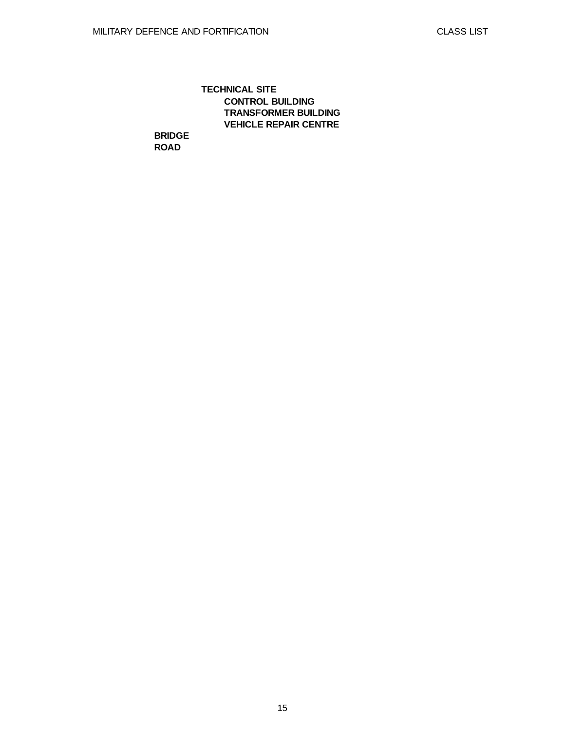- **TECHNICAL SITE**
  - **CONTROL BUILDING**
  - **TRANSFORMER BUILDING**
  - **VEHICLE REPAIR CENTRE**

**BRIDGE**

**ROAD**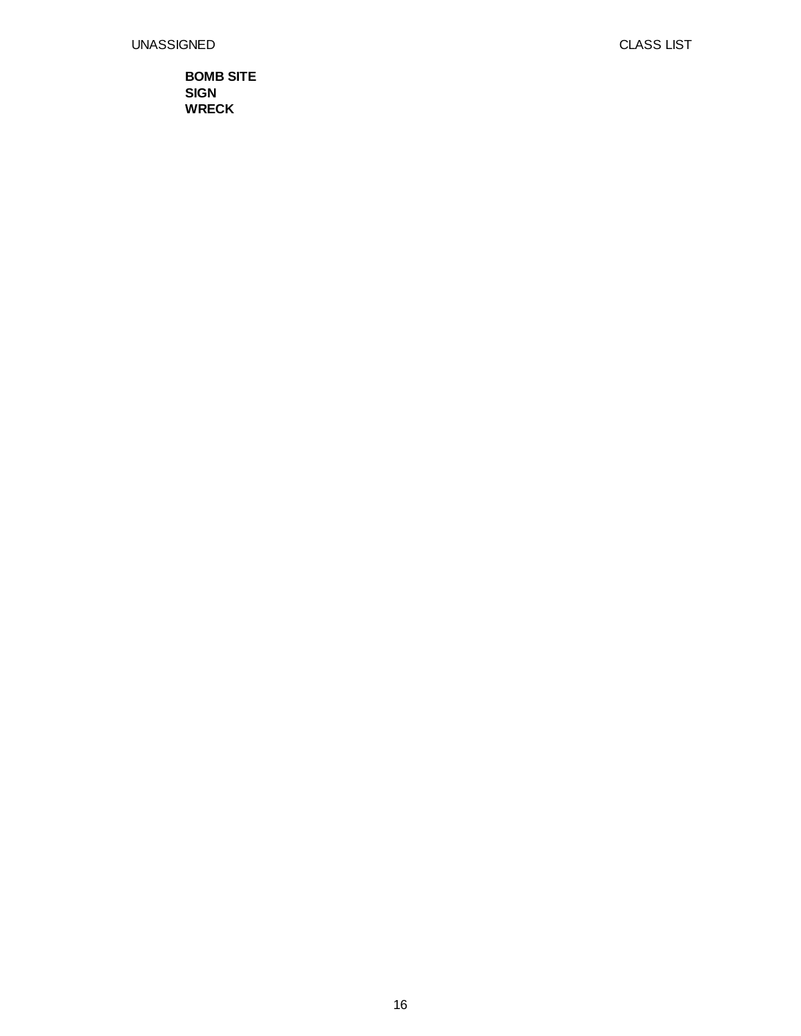UNASSIGNED

**BOMB SITE**
**SIGN**
**WRECK**